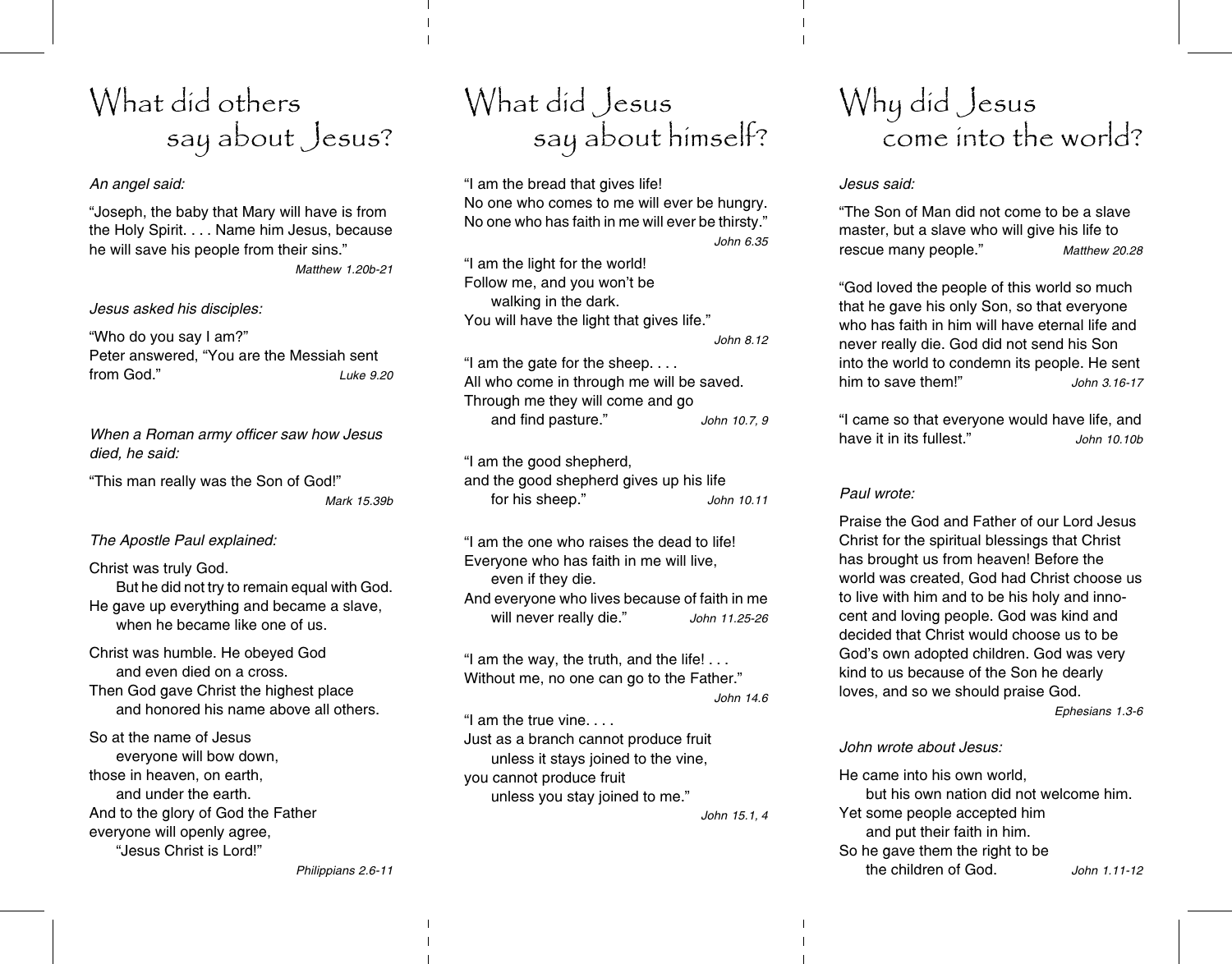# What did others say about Jesus?

*An angel said:*

"Joseph, the baby that Mary will have is from the Holy Spirit. . . . Name him Jesus, because he will save his people from their sins."

*Matthew 1.20b-21*

*Jesus asked his disciples:*

"Who do you say I am?"
Peter answered, "You are the Messiah sent from God."

*Luke 9.20*

*When a Roman army officer saw how Jesus died, he said:*

"This man really was the Son of God!"

*Mark 15.39b*

*The Apostle Paul explained:*

Christ was truly God.
But he did not try to remain equal with God.
He gave up everything and became a slave,
when he became like one of us.

Christ was humble. He obeyed God
and even died on a cross.
Then God gave Christ the highest place
and honored his name above all others.

So at the name of Jesus
everyone will bow down,
those in heaven, on earth,
and under the earth.
And to the glory of God the Father
everyone will openly agree,
"Jesus Christ is Lord!"

*Philippians 2.6-11*

# What did Jesus say about himself?

"I am the bread that gives life!
No one who comes to me will ever be hungry.
No one who has faith in me will ever be thirsty."

*John 6.35*

"I am the light for the world!
Follow me, and you won't be
walking in the dark.
You will have the light that gives life."

*John 8.12*

"I am the gate for the sheep. . . .
All who come in through me will be saved.
Through me they will come and go
and find pasture."

*John 10.7, 9*

"I am the good shepherd,
and the good shepherd gives up his life
for his sheep."

*John 10.11*

"I am the one who raises the dead to life!
Everyone who has faith in me will live,
even if they die.
And everyone who lives because of faith in me
will never really die."

*John 11.25-26*

"I am the way, the truth, and the life! . . .
Without me, no one can go to the Father."

*John 14.6*

"I am the true vine. . . .
Just as a branch cannot produce fruit
unless it stays joined to the vine,
you cannot produce fruit
unless you stay joined to me."

*John 15.1, 4*

# Why did Jesus come into the world?

*Jesus said:*

"The Son of Man did not come to be a slave master, but a slave who will give his life to rescue many people."

*Matthew 20.28*

"God loved the people of this world so much that he gave his only Son, so that everyone who has faith in him will have eternal life and never really die. God did not send his Son into the world to condemn its people. He sent him to save them!"

*John 3.16-17*

"I came so that everyone would have life, and have it in its fullest."

*John 10.10b*

*Paul wrote:*

Praise the God and Father of our Lord Jesus Christ for the spiritual blessings that Christ has brought us from heaven! Before the world was created, God had Christ choose us to live with him and to be his holy and innocent and loving people. God was kind and decided that Christ would choose us to be God's own adopted children. God was very kind to us because of the Son he dearly loves, and so we should praise God.

*Ephesians 1.3-6*

*John wrote about Jesus:*

He came into his own world,
but his own nation did not welcome him.
Yet some people accepted him
and put their faith in him.
So he gave them the right to be
the children of God.

*John 1.11-12*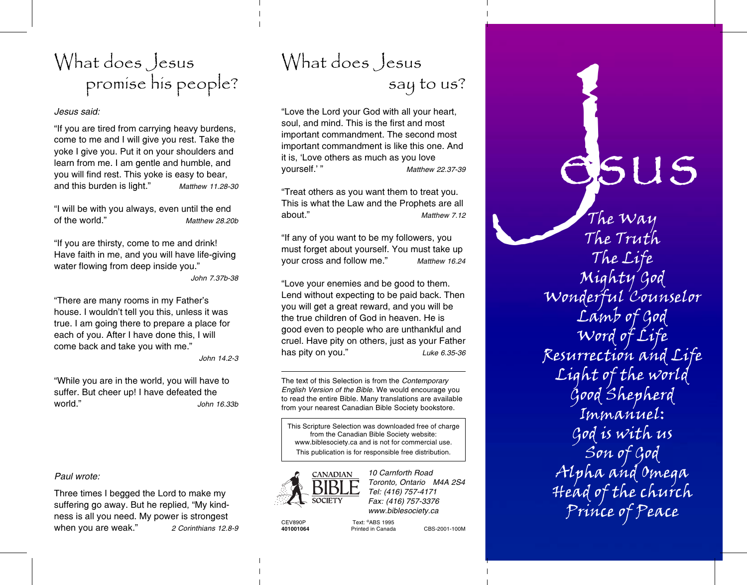# What does Jesus promise his people?

*Jesus said:*

"If you are tired from carrying heavy burdens, come to me and I will give you rest. Take the yoke I give you. Put it on your shoulders and learn from me. I am gentle and humble, and you will find rest. This yoke is easy to bear, and this burden is light." *Matthew 11.28-30*

"I will be with you always, even until the end of the world." *Matthew 28.20b*

"If you are thirsty, come to me and drink! Have faith in me, and you will have life-giving water flowing from deep inside you." *John 7.37b-38*

"There are many rooms in my Father's house. I wouldn't tell you this, unless it was true. I am going there to prepare a place for each of you. After I have done this, I will come back and take you with me." *John 14.2-3*

"While you are in the world, you will have to suffer. But cheer up! I have defeated the world." *John 16.33b*

*Paul wrote:*

Three times I begged the Lord to make my suffering go away. But he replied, "My kindness is all you need. My power is strongest when you are weak." *2 Corinthians 12.8-9*

# What does Jesus say to us?

"Love the Lord your God with all your heart, soul, and mind. This is the first and most important commandment. The second most important commandment is like this one. And it is, 'Love others as much as you love yourself.' " *Matthew 22.37-39*

"Treat others as you want them to treat you. This is what the Law and the Prophets are all about." *Matthew 7.12*

"If any of you want to be my followers, you must forget about yourself. You must take up your cross and follow me." *Matthew 16.24*

"Love your enemies and be good to them. Lend without expecting to be paid back. Then you will get a great reward, and you will be the true children of God in heaven. He is good even to people who are unthankful and cruel. Have pity on others, just as your Father has pity on you." *Luke 6.35-36*

---

The text of this Selection is from the *Contemporary English Version of the Bible.* We would encourage you to read the entire Bible. Many translations are available from your nearest Canadian Bible Society bookstore.

This Scripture Selection was downloaded free of charge from the Canadian Bible Society website: www.biblesociety.ca and is not for commercial use. This publication is for responsible free distribution.

CANADIAN BIBLE SOCIETY

*10 Carnforth Road*
*Toronto, Ontario M4A 2S4*
*Tel: (416) 757-4171*
*Fax: (416) 757-3376*
*www.biblesociety.ca*

CEV890P
**401001064**

Text: ©ABS 1995
Printed in Canada

CBS-2001-100M

# Jesus

The Way
The Truth
The Life
Mighty God
Wonderful Counselor
Lamb of God
Word of Life
Resurrection and Life
Light of the world
Good Shepherd
Immanuel:
God is with us
Son of God
Alpha and Omega
Head of the church
Prince of Peace